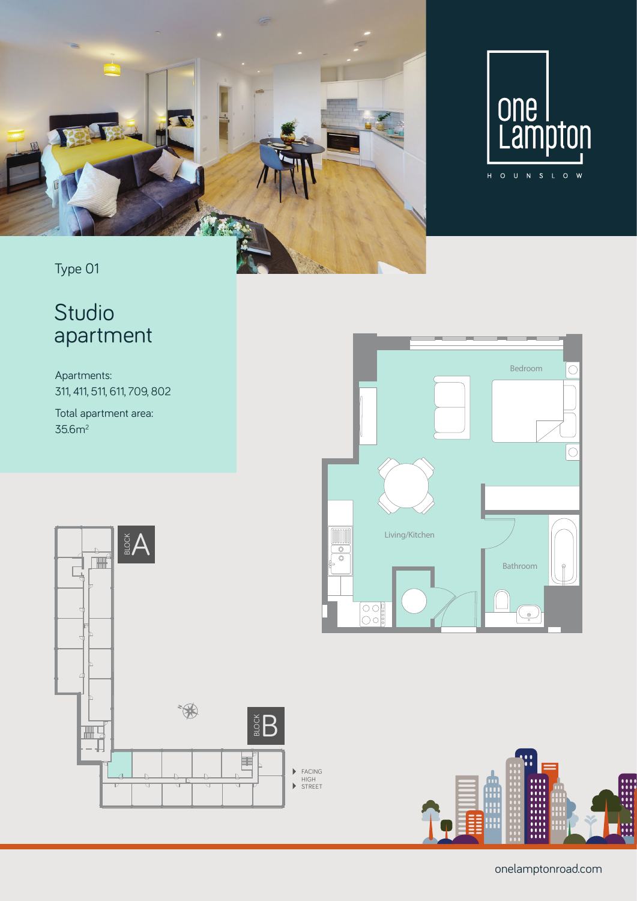one Lampton

HOUNSLOW

Type 01

# Studio apartment

Apartments:
311, 411, 511, 611, 709, 802

Total apartment area:
35.6m²

Bedroom

Living/Kitchen

Bathroom

BLOCK A

BLOCK B

FACING HIGH STREET

onelamptonroad.com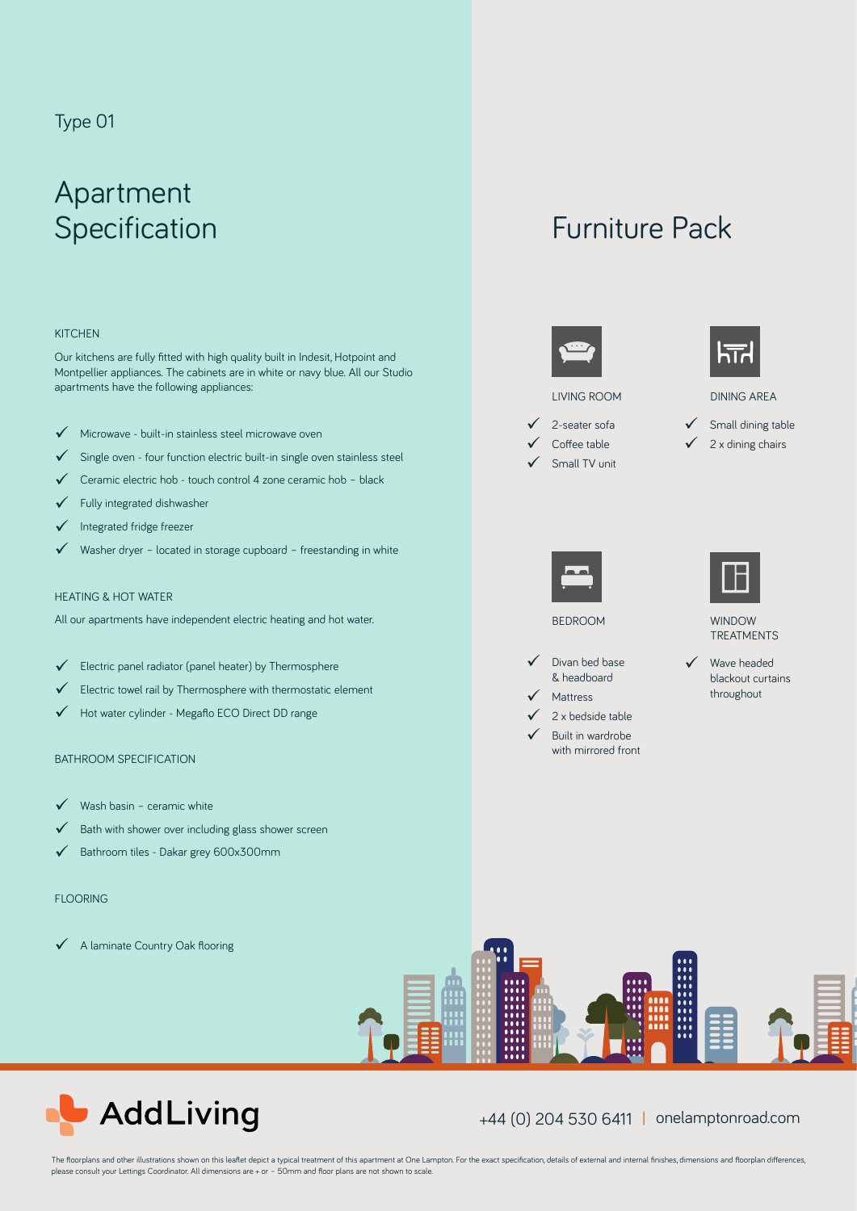Type 01

# Apartment Specification

### KITCHEN

Our kitchens are fully fitted with high quality built in Indesit, Hotpoint and Montpellier appliances. The cabinets are in white or navy blue. All our Studio apartments have the following appliances:

- ✓ Microwave - built-in stainless steel microwave oven
- ✓ Single oven - four function electric built-in single oven stainless steel
- ✓ Ceramic electric hob - touch control 4 zone ceramic hob – black
- ✓ Fully integrated dishwasher
- ✓ Integrated fridge freezer
- ✓ Washer dryer – located in storage cupboard – freestanding in white

### HEATING & HOT WATER

All our apartments have independent electric heating and hot water.

- ✓ Electric panel radiator (panel heater) by Thermosphere
- ✓ Electric towel rail by Thermosphere with thermostatic element
- ✓ Hot water cylinder - Megaflo ECO Direct DD range

### BATHROOM SPECIFICATION

- ✓ Wash basin – ceramic white
- ✓ Bath with shower over including glass shower screen
- ✓ Bathroom tiles - Dakar grey 600x300mm

### FLOORING

- ✓ A laminate Country Oak flooring

# Furniture Pack

### LIVING ROOM

- ✓ 2-seater sofa
- ✓ Coffee table
- ✓ Small TV unit

### DINING AREA

- ✓ Small dining table
- ✓ 2 x dining chairs

### BEDROOM

- ✓ Divan bed base & headboard
- ✓ Mattress
- ✓ 2 x bedside table
- ✓ Built in wardrobe with mirrored front

### WINDOW TREATMENTS

- ✓ Wave headed blackout curtains throughout

AddLiving

+44 (0) 204 530 6411 | onelamptonroad.com

The floorplans and other illustrations shown on this leaflet depict a typical treatment of this apartment at One Lampton. For the exact specification, details of external and internal finishes, dimensions and floorplan differences, please consult your Lettings Coordinator. All dimensions are + or – 50mm and floor plans are not shown to scale.